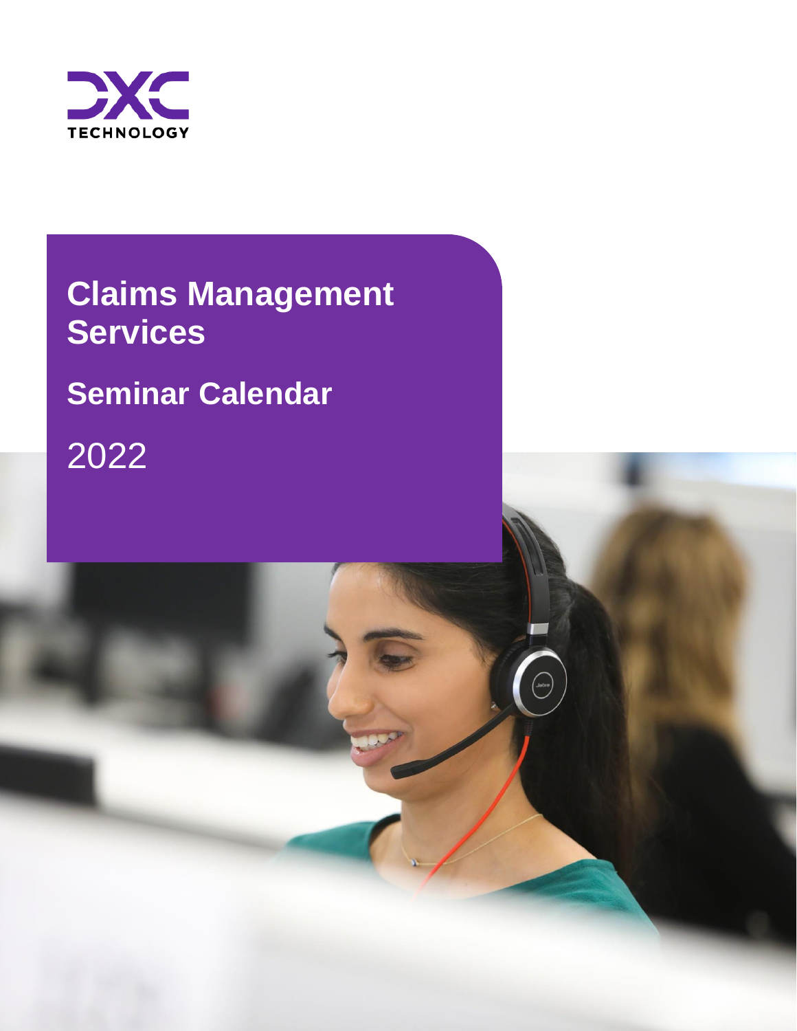DXC TECHNOLOGY

# Claims Management Services

## Seminar Calendar

2022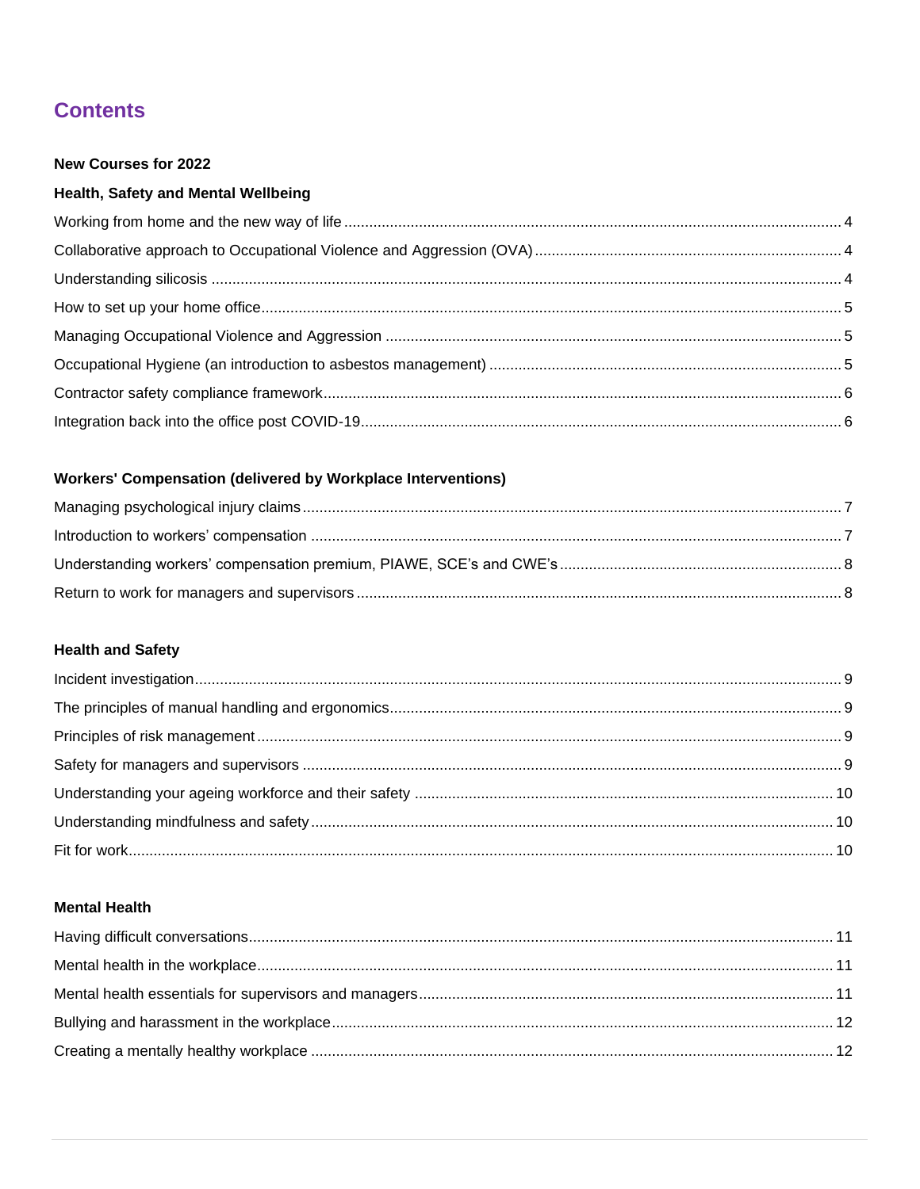# Contents

**New Courses for 2022**

**Health, Safety and Mental Wellbeing**

Working from home and the new way of life ... 4
Collaborative approach to Occupational Violence and Aggression (OVA) ... 4
Understanding silicosis ... 4
How to set up your home office ... 5
Managing Occupational Violence and Aggression ... 5
Occupational Hygiene (an introduction to asbestos management) ... 5
Contractor safety compliance framework ... 6
Integration back into the office post COVID-19 ... 6

**Workers' Compensation (delivered by Workplace Interventions)**

Managing psychological injury claims ... 7
Introduction to workers' compensation ... 7
Understanding workers' compensation premium, PIAWE, SCE's and CWE's ... 8
Return to work for managers and supervisors ... 8

**Health and Safety**

Incident investigation ... 9
The principles of manual handling and ergonomics ... 9
Principles of risk management ... 9
Safety for managers and supervisors ... 9
Understanding your ageing workforce and their safety ... 10
Understanding mindfulness and safety ... 10
Fit for work ... 10

**Mental Health**

Having difficult conversations ... 11
Mental health in the workplace ... 11
Mental health essentials for supervisors and managers ... 11
Bullying and harassment in the workplace ... 12
Creating a mentally healthy workplace ... 12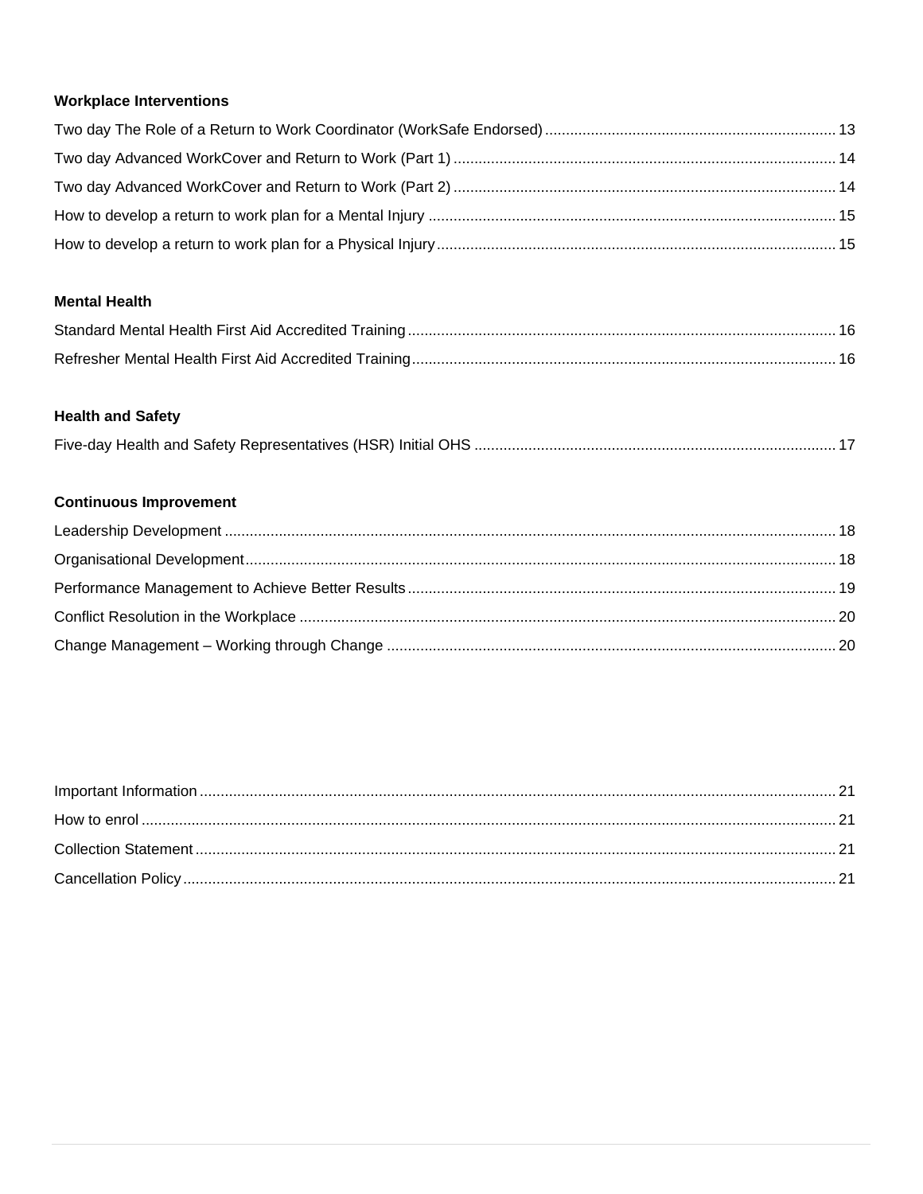**Workplace Interventions**

Two day The Role of a Return to Work Coordinator (WorkSafe Endorsed) ..... 13

Two day Advanced WorkCover and Return to Work (Part 1) ..... 14

Two day Advanced WorkCover and Return to Work (Part 2) ..... 14

How to develop a return to work plan for a Mental Injury ..... 15

How to develop a return to work plan for a Physical Injury ..... 15

**Mental Health**

Standard Mental Health First Aid Accredited Training ..... 16

Refresher Mental Health First Aid Accredited Training ..... 16

**Health and Safety**

Five-day Health and Safety Representatives (HSR) Initial OHS ..... 17

**Continuous Improvement**

Leadership Development ..... 18

Organisational Development ..... 18

Performance Management to Achieve Better Results ..... 19

Conflict Resolution in the Workplace ..... 20

Change Management – Working through Change ..... 20

Important Information ..... 21

How to enrol ..... 21

Collection Statement ..... 21

Cancellation Policy ..... 21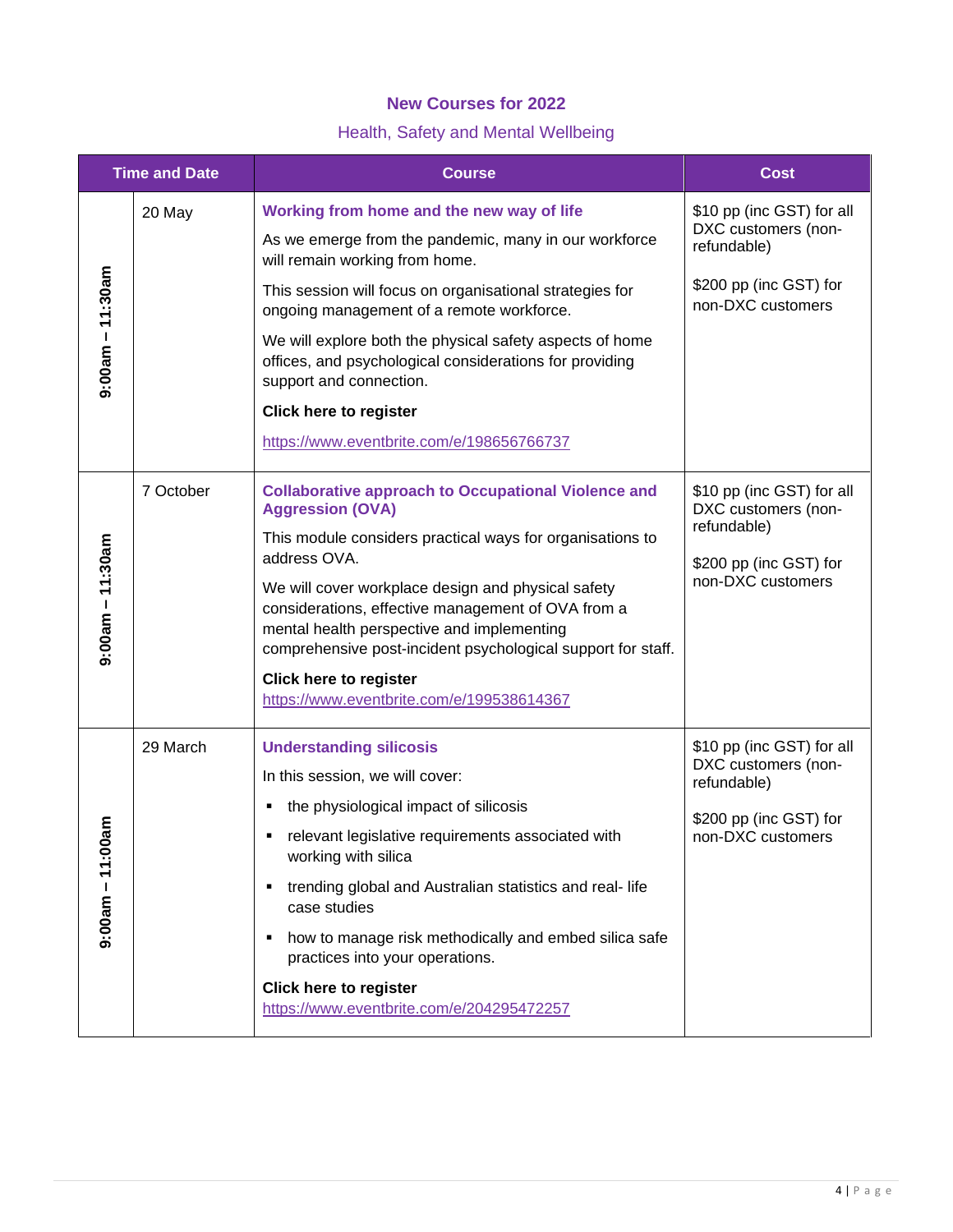## New Courses for 2022

### Health, Safety and Mental Wellbeing

| Time and Date | | Course | Cost |
|---|---|---|---|
| 9:00am – 11:30am | 20 May | **Working from home and the new way of life**<br><br>As we emerge from the pandemic, many in our workforce will remain working from home.<br><br>This session will focus on organisational strategies for ongoing management of a remote workforce.<br><br>We will explore both the physical safety aspects of home offices, and psychological considerations for providing support and connection.<br><br>**Click here to register**<br><br>https://www.eventbrite.com/e/198656766737 | $10 pp (inc GST) for all DXC customers (non-refundable)<br><br>$200 pp (inc GST) for non-DXC customers |
| 9:00am – 11:30am | 7 October | **Collaborative approach to Occupational Violence and Aggression (OVA)**<br><br>This module considers practical ways for organisations to address OVA.<br><br>We will cover workplace design and physical safety considerations, effective management of OVA from a mental health perspective and implementing comprehensive post-incident psychological support for staff.<br><br>**Click here to register**<br>https://www.eventbrite.com/e/199538614367 | $10 pp (inc GST) for all DXC customers (non-refundable)<br><br>$200 pp (inc GST) for non-DXC customers |
| 9:00am – 11:00am | 29 March | **Understanding silicosis**<br><br>In this session, we will cover:<br><br>▪ the physiological impact of silicosis<br>▪ relevant legislative requirements associated with working with silica<br>▪ trending global and Australian statistics and real- life case studies<br>▪ how to manage risk methodically and embed silica safe practices into your operations.<br><br>**Click here to register**<br>https://www.eventbrite.com/e/204295472257 | $10 pp (inc GST) for all DXC customers (non-refundable)<br><br>$200 pp (inc GST) for non-DXC customers |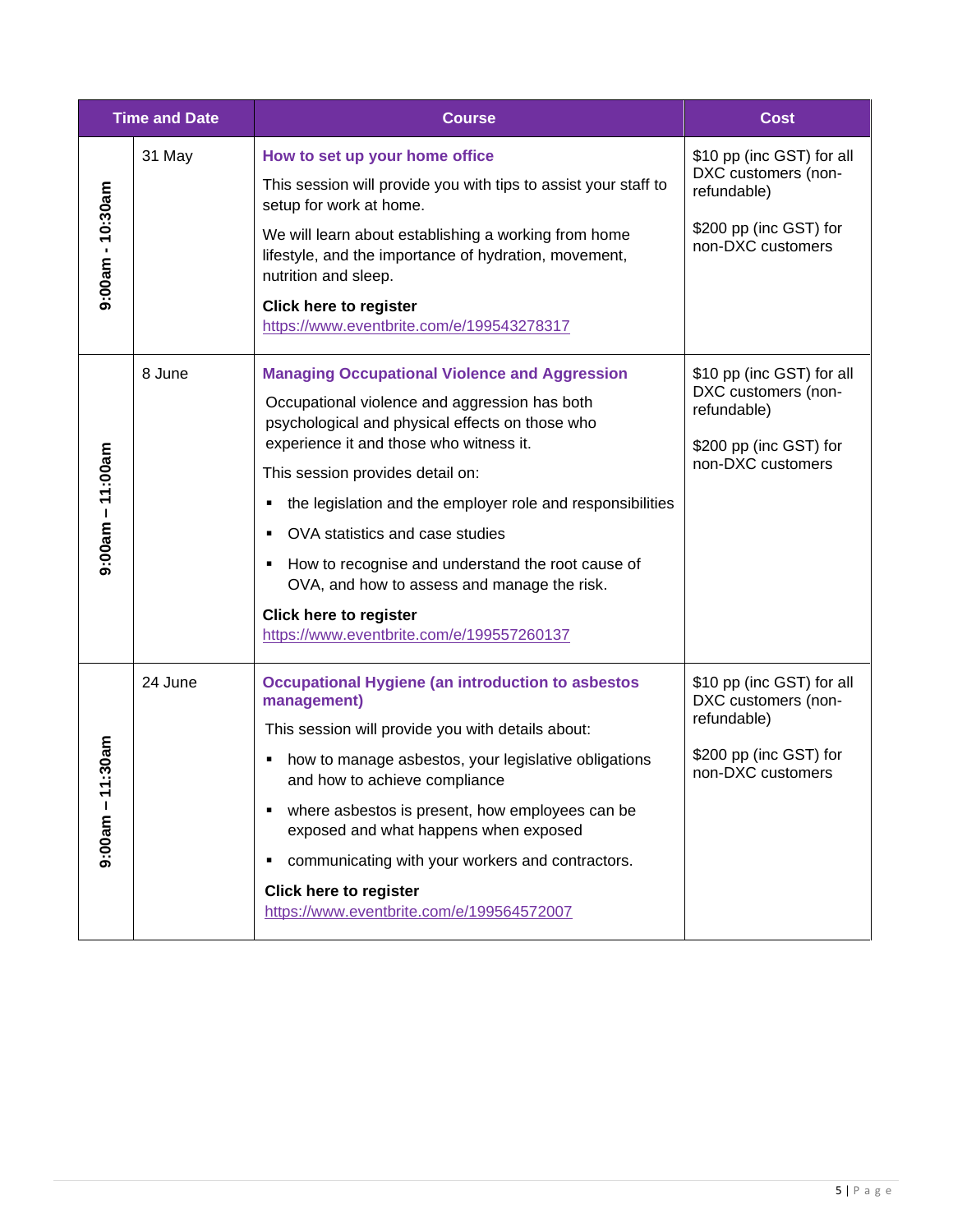| Time and Date | | Course | Cost |
|---|---|---|---|
| 9:00am - 10:30am | 31 May | **How to set up your home office**<br>This session will provide you with tips to assist your staff to setup for work at home.<br>We will learn about establishing a working from home lifestyle, and the importance of hydration, movement, nutrition and sleep.<br>**Click here to register**<br>https://www.eventbrite.com/e/199543278317 | $10 pp (inc GST) for all DXC customers (non-refundable)<br>$200 pp (inc GST) for non-DXC customers |
| 9:00am – 11:00am | 8 June | **Managing Occupational Violence and Aggression**<br>Occupational violence and aggression has both psychological and physical effects on those who experience it and those who witness it.<br>This session provides detail on:<br>▪ the legislation and the employer role and responsibilities<br>▪ OVA statistics and case studies<br>▪ How to recognise and understand the root cause of OVA, and how to assess and manage the risk.<br>**Click here to register**<br>https://www.eventbrite.com/e/199557260137 | $10 pp (inc GST) for all DXC customers (non-refundable)<br>$200 pp (inc GST) for non-DXC customers |
| 9:00am – 11:30am | 24 June | **Occupational Hygiene (an introduction to asbestos management)**<br>This session will provide you with details about:<br>▪ how to manage asbestos, your legislative obligations and how to achieve compliance<br>▪ where asbestos is present, how employees can be exposed and what happens when exposed<br>▪ communicating with your workers and contractors.<br>**Click here to register**<br>https://www.eventbrite.com/e/199564572007 | $10 pp (inc GST) for all DXC customers (non-refundable)<br>$200 pp (inc GST) for non-DXC customers |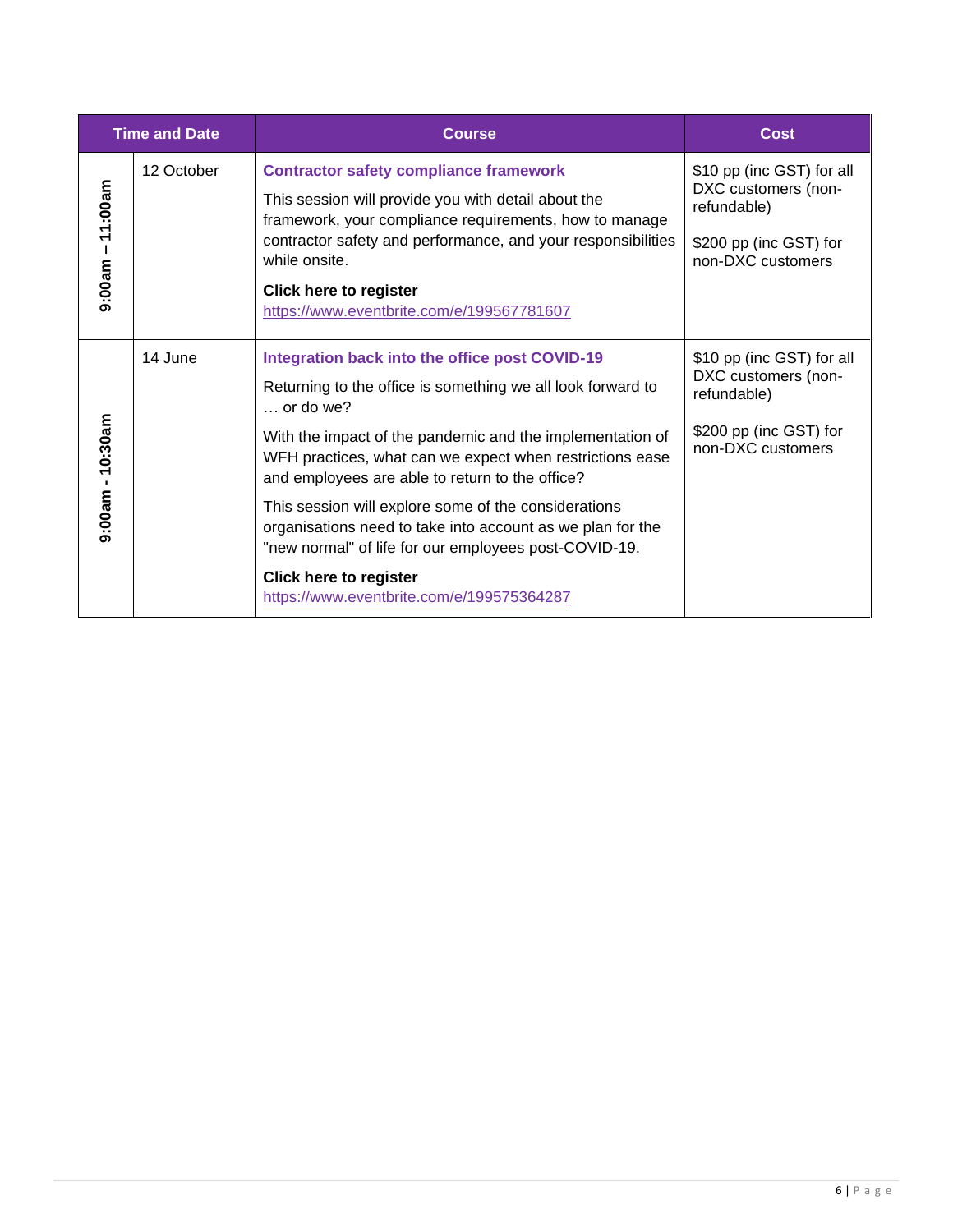| Time and Date | | Course | Cost |
|---|---|---|---|
| 9:00am – 11:00am | 12 October | **Contractor safety compliance framework**<br><br>This session will provide you with detail about the framework, your compliance requirements, how to manage contractor safety and performance, and your responsibilities while onsite.<br><br>**Click here to register**<br>https://www.eventbrite.com/e/199567781607 | $10 pp (inc GST) for all DXC customers (non-refundable)<br><br>$200 pp (inc GST) for non-DXC customers |
| 9:00am - 10:30am | 14 June | **Integration back into the office post COVID-19**<br><br>Returning to the office is something we all look forward to … or do we?<br><br>With the impact of the pandemic and the implementation of WFH practices, what can we expect when restrictions ease and employees are able to return to the office?<br><br>This session will explore some of the considerations organisations need to take into account as we plan for the "new normal" of life for our employees post-COVID-19.<br><br>**Click here to register**<br>https://www.eventbrite.com/e/199575364287 | $10 pp (inc GST) for all DXC customers (non-refundable)<br><br>$200 pp (inc GST) for non-DXC customers |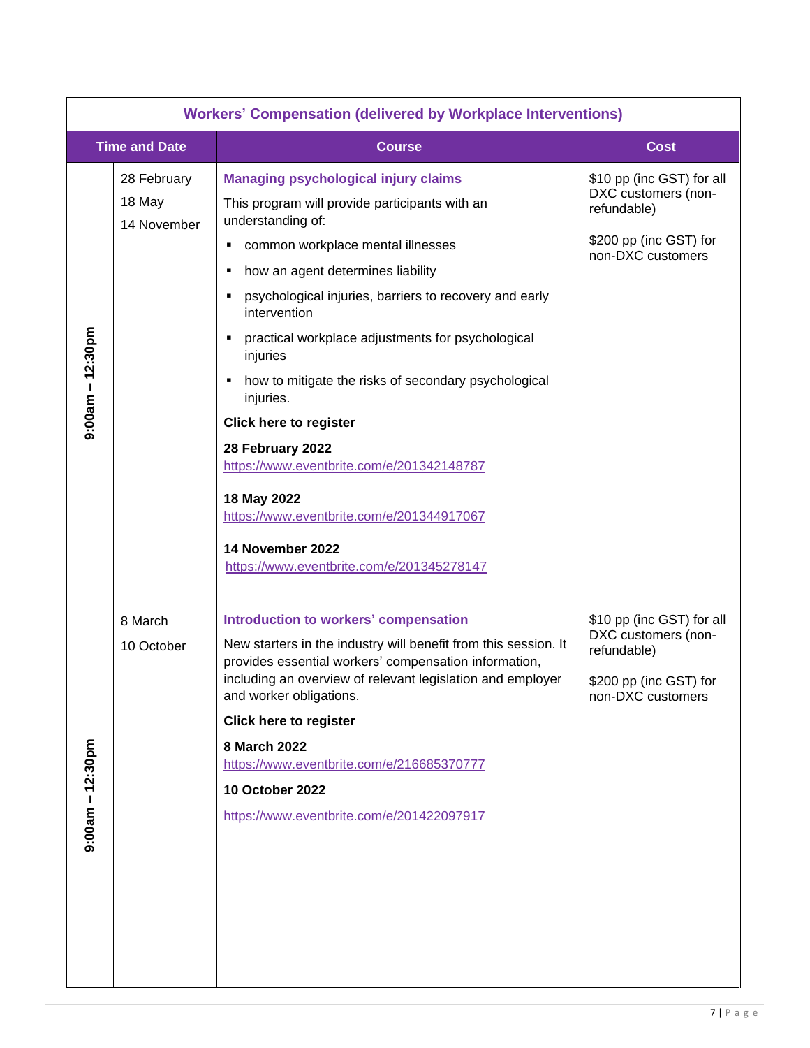| Workers' Compensation (delivered by Workplace Interventions) | | | |
|---|---|---|---|
| **Time and Date** | | **Course** | **Cost** |
| 9:00am – 12:30pm | 28 February<br>18 May<br>14 November | **Managing psychological injury claims**<br>This program will provide participants with an understanding of:<br>▪ common workplace mental illnesses<br>▪ how an agent determines liability<br>▪ psychological injuries, barriers to recovery and early intervention<br>▪ practical workplace adjustments for psychological injuries<br>▪ how to mitigate the risks of secondary psychological injuries.<br>**Click here to register**<br>**28 February 2022**<br>https://www.eventbrite.com/e/201342148787<br>**18 May 2022**<br>https://www.eventbrite.com/e/201344917067<br>**14 November 2022**<br>https://www.eventbrite.com/e/201345278147 | $10 pp (inc GST) for all DXC customers (non-refundable)<br>$200 pp (inc GST) for non-DXC customers |
| 9:00am – 12:30pm | 8 March<br>10 October | **Introduction to workers' compensation**<br>New starters in the industry will benefit from this session. It provides essential workers' compensation information, including an overview of relevant legislation and employer and worker obligations.<br>**Click here to register**<br>**8 March 2022**<br>https://www.eventbrite.com/e/216685370777<br>**10 October 2022**<br>https://www.eventbrite.com/e/201422097917 | $10 pp (inc GST) for all DXC customers (non-refundable)<br>$200 pp (inc GST) for non-DXC customers |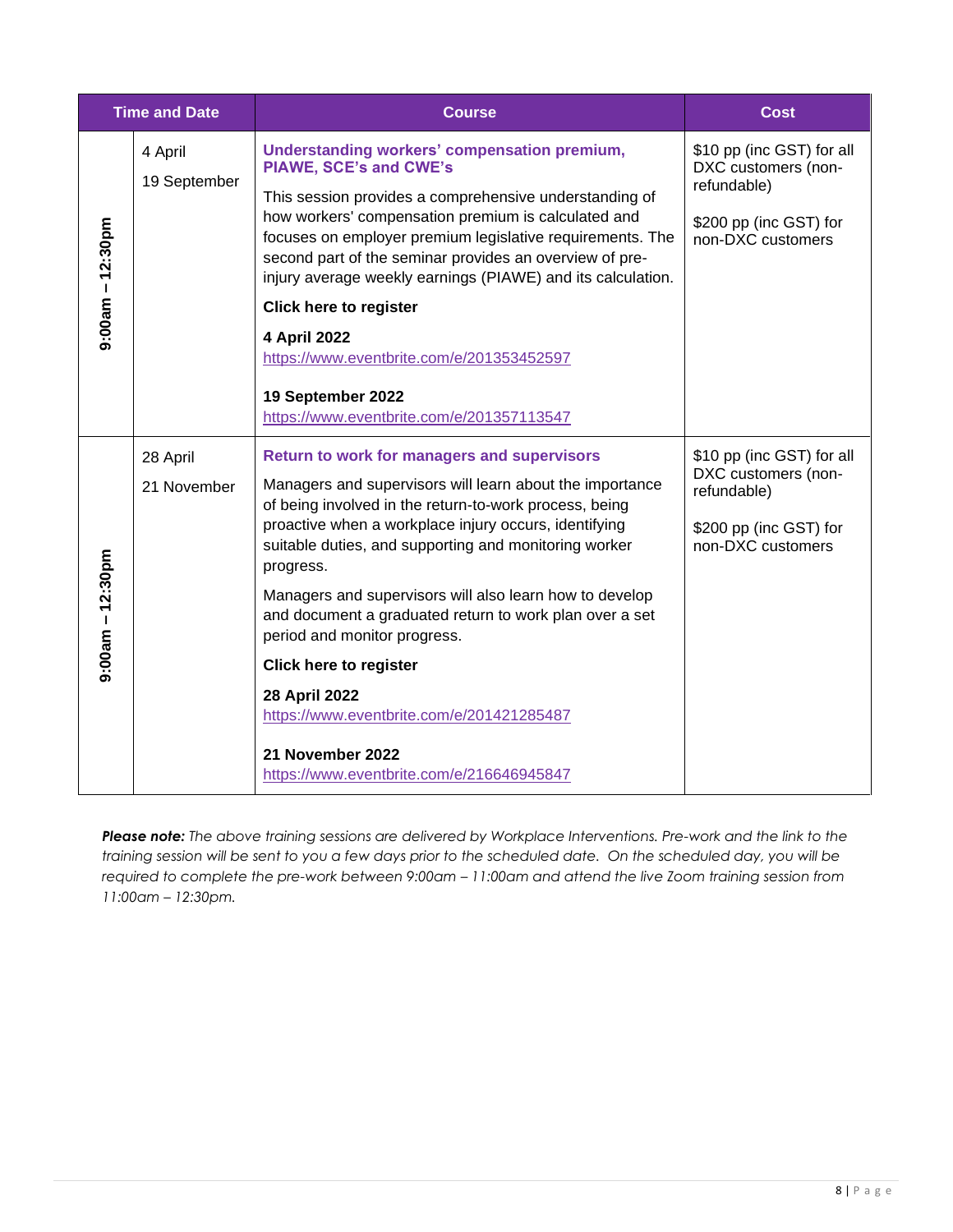| Time and Date | | Course | Cost |
|---|---|---|---|
| 9:00am – 12:30pm | 4 April<br><br>19 September | **Understanding workers' compensation premium, PIAWE, SCE's and CWE's**<br><br>This session provides a comprehensive understanding of how workers' compensation premium is calculated and focuses on employer premium legislative requirements. The second part of the seminar provides an overview of pre-injury average weekly earnings (PIAWE) and its calculation.<br><br>**Click here to register**<br><br>**4 April 2022**<br>https://www.eventbrite.com/e/201353452597<br><br>**19 September 2022**<br>https://www.eventbrite.com/e/201357113547 | $10 pp (inc GST) for all DXC customers (non-refundable)<br><br>$200 pp (inc GST) for non-DXC customers |
| 9:00am – 12:30pm | 28 April<br><br>21 November | **Return to work for managers and supervisors**<br><br>Managers and supervisors will learn about the importance of being involved in the return-to-work process, being proactive when a workplace injury occurs, identifying suitable duties, and supporting and monitoring worker progress.<br><br>Managers and supervisors will also learn how to develop and document a graduated return to work plan over a set period and monitor progress.<br><br>**Click here to register**<br><br>**28 April 2022**<br>https://www.eventbrite.com/e/201421285487<br><br>**21 November 2022**<br>https://www.eventbrite.com/e/216646945847 | $10 pp (inc GST) for all DXC customers (non-refundable)<br><br>$200 pp (inc GST) for non-DXC customers |

***Please note:*** *The above training sessions are delivered by Workplace Interventions. Pre-work and the link to the training session will be sent to you a few days prior to the scheduled date. On the scheduled day, you will be required to complete the pre-work between 9:00am – 11:00am and attend the live Zoom training session from 11:00am – 12:30pm.*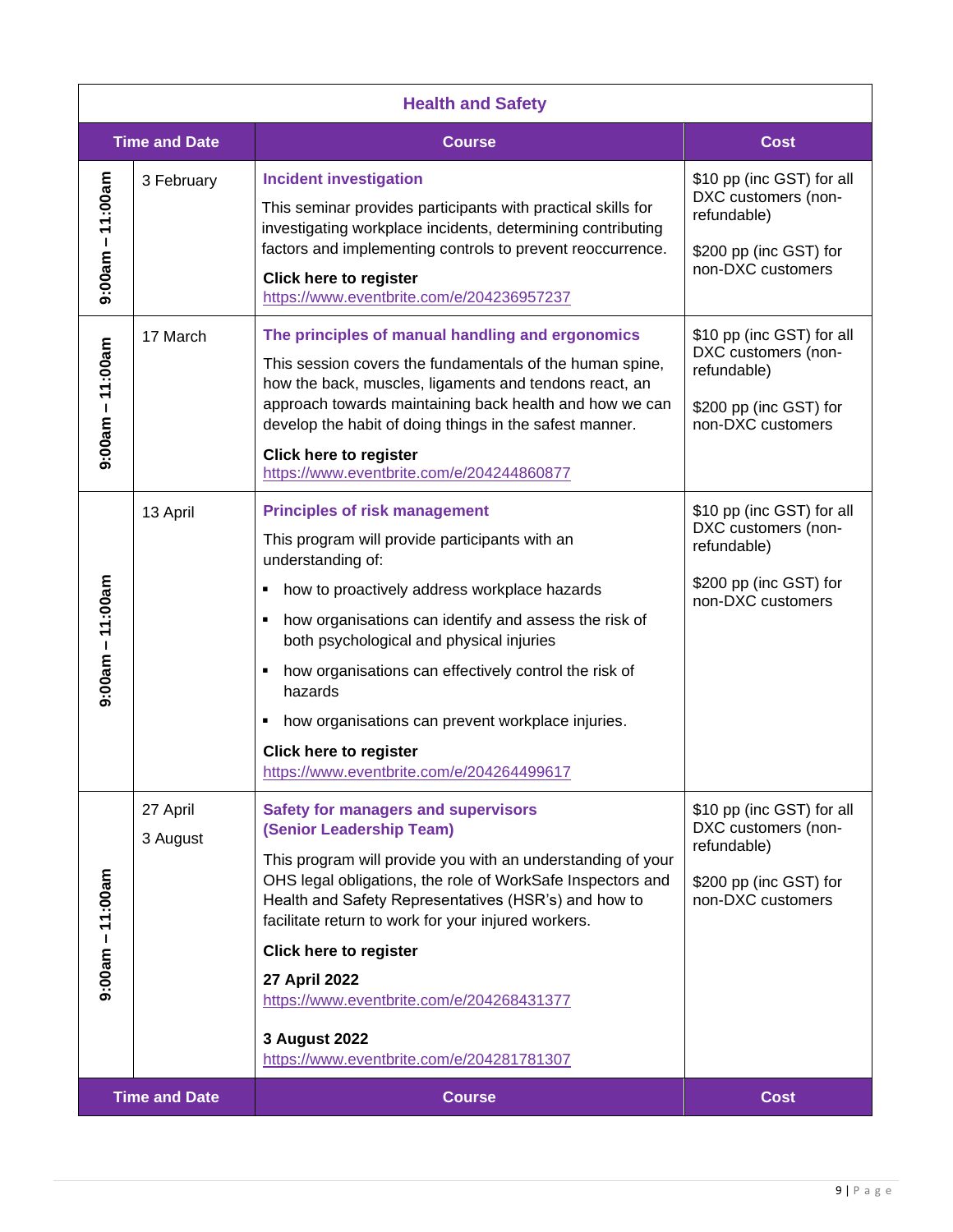## Health and Safety

| Time and Date | | Course | Cost |
|---|---|---|---|
| 9:00am – 11:00am | 3 February | **Incident investigation**<br>This seminar provides participants with practical skills for investigating workplace incidents, determining contributing factors and implementing controls to prevent reoccurrence.<br>**Click here to register**<br>https://www.eventbrite.com/e/204236957237 | $10 pp (inc GST) for all DXC customers (non-refundable)<br>$200 pp (inc GST) for non-DXC customers |
| 9:00am – 11:00am | 17 March | **The principles of manual handling and ergonomics**<br>This session covers the fundamentals of the human spine, how the back, muscles, ligaments and tendons react, an approach towards maintaining back health and how we can develop the habit of doing things in the safest manner.<br>**Click here to register**<br>https://www.eventbrite.com/e/204244860877 | $10 pp (inc GST) for all DXC customers (non-refundable)<br>$200 pp (inc GST) for non-DXC customers |
| 9:00am – 11:00am | 13 April | **Principles of risk management**<br>This program will provide participants with an understanding of:<br>▪ how to proactively address workplace hazards<br>▪ how organisations can identify and assess the risk of both psychological and physical injuries<br>▪ how organisations can effectively control the risk of hazards<br>▪ how organisations can prevent workplace injuries.<br>**Click here to register**<br>https://www.eventbrite.com/e/204264499617 | $10 pp (inc GST) for all DXC customers (non-refundable)<br>$200 pp (inc GST) for non-DXC customers |
| 9:00am – 11:00am | 27 April<br>3 August | **Safety for managers and supervisors (Senior Leadership Team)**<br>This program will provide you with an understanding of your OHS legal obligations, the role of WorkSafe Inspectors and Health and Safety Representatives (HSR's) and how to facilitate return to work for your injured workers.<br>**Click here to register**<br>**27 April 2022**<br>https://www.eventbrite.com/e/204268431377<br>**3 August 2022**<br>https://www.eventbrite.com/e/204281781307 | $10 pp (inc GST) for all DXC customers (non-refundable)<br>$200 pp (inc GST) for non-DXC customers |
| **Time and Date** | | **Course** | **Cost** |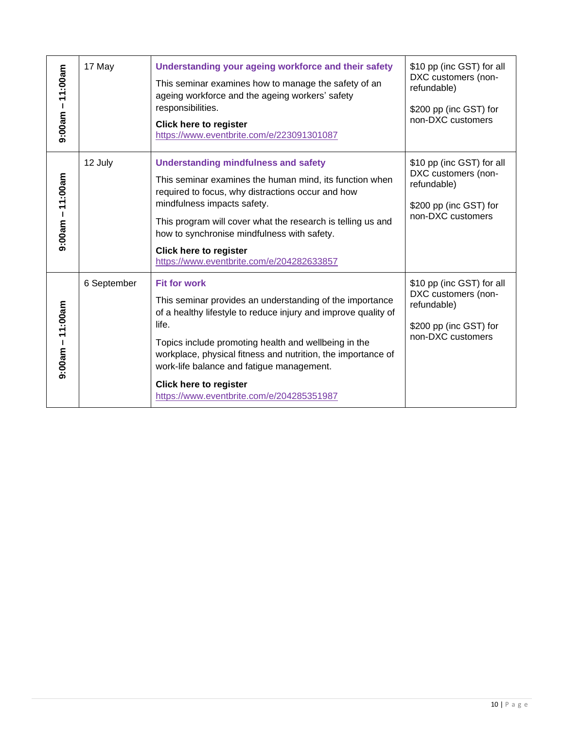| 9:00am – 11:00am | 17 May | **Understanding your ageing workforce and their safety**<br><br>This seminar examines how to manage the safety of an ageing workforce and the ageing workers' safety responsibilities.<br><br>**Click here to register**<br>https://www.eventbrite.com/e/223091301087 | $10 pp (inc GST) for all DXC customers (non-refundable)<br><br>$200 pp (inc GST) for non-DXC customers |
|---|---|---|---|
| 9:00am – 11:00am | 12 July | **Understanding mindfulness and safety**<br><br>This seminar examines the human mind, its function when required to focus, why distractions occur and how mindfulness impacts safety.<br><br>This program will cover what the research is telling us and how to synchronise mindfulness with safety.<br><br>**Click here to register**<br>https://www.eventbrite.com/e/204282633857 | $10 pp (inc GST) for all DXC customers (non-refundable)<br><br>$200 pp (inc GST) for non-DXC customers |
| 9:00am – 11:00am | 6 September | **Fit for work**<br><br>This seminar provides an understanding of the importance of a healthy lifestyle to reduce injury and improve quality of life.<br><br>Topics include promoting health and wellbeing in the workplace, physical fitness and nutrition, the importance of work-life balance and fatigue management.<br><br>**Click here to register**<br>https://www.eventbrite.com/e/204285351987 | $10 pp (inc GST) for all DXC customers (non-refundable)<br><br>$200 pp (inc GST) for non-DXC customers |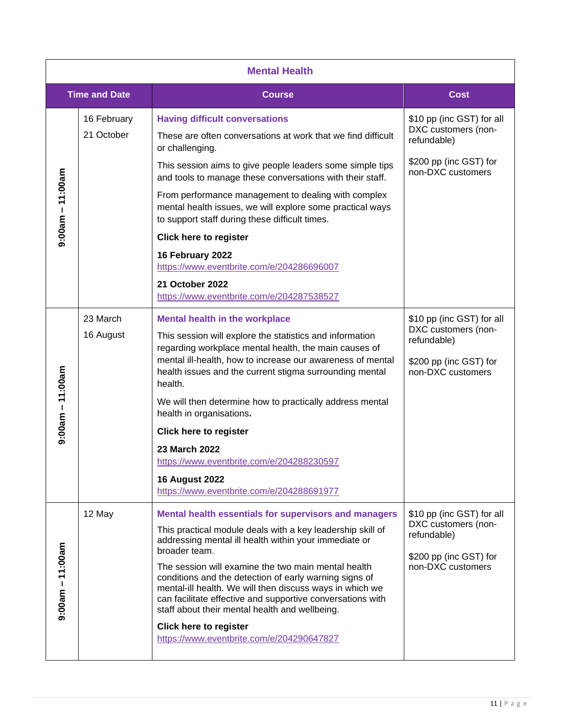| Mental Health | | | |
|---|---|---|---|
| **Time and Date** | | **Course** | **Cost** |
| 9:00am – 11:00am | 16 February<br>21 October | **Having difficult conversations**<br>These are often conversations at work that we find difficult or challenging.<br>This session aims to give people leaders some simple tips and tools to manage these conversations with their staff.<br>From performance management to dealing with complex mental health issues, we will explore some practical ways to support staff during these difficult times.<br>**Click here to register**<br>**16 February 2022**<br>https://www.eventbrite.com/e/204286696007<br>**21 October 2022**<br>https://www.eventbrite.com/e/204287538527 | $10 pp (inc GST) for all DXC customers (non-refundable)<br>$200 pp (inc GST) for non-DXC customers |
| 9:00am – 11:00am | 23 March<br>16 August | **Mental health in the workplace**<br>This session will explore the statistics and information regarding workplace mental health, the main causes of mental ill-health, how to increase our awareness of mental health issues and the current stigma surrounding mental health.<br>We will then determine how to practically address mental health in organisations.<br>**Click here to register**<br>**23 March 2022**<br>https://www.eventbrite.com/e/204288230597<br>**16 August 2022**<br>https://www.eventbrite.com/e/204288691977 | $10 pp (inc GST) for all DXC customers (non-refundable)<br>$200 pp (inc GST) for non-DXC customers |
| 9:00am – 11:00am | 12 May | **Mental health essentials for supervisors and managers**<br>This practical module deals with a key leadership skill of addressing mental ill health within your immediate or broader team.<br>The session will examine the two main mental health conditions and the detection of early warning signs of mental-ill health. We will then discuss ways in which we can facilitate effective and supportive conversations with staff about their mental health and wellbeing.<br>**Click here to register**<br>https://www.eventbrite.com/e/204290647827 | $10 pp (inc GST) for all DXC customers (non-refundable)<br>$200 pp (inc GST) for non-DXC customers |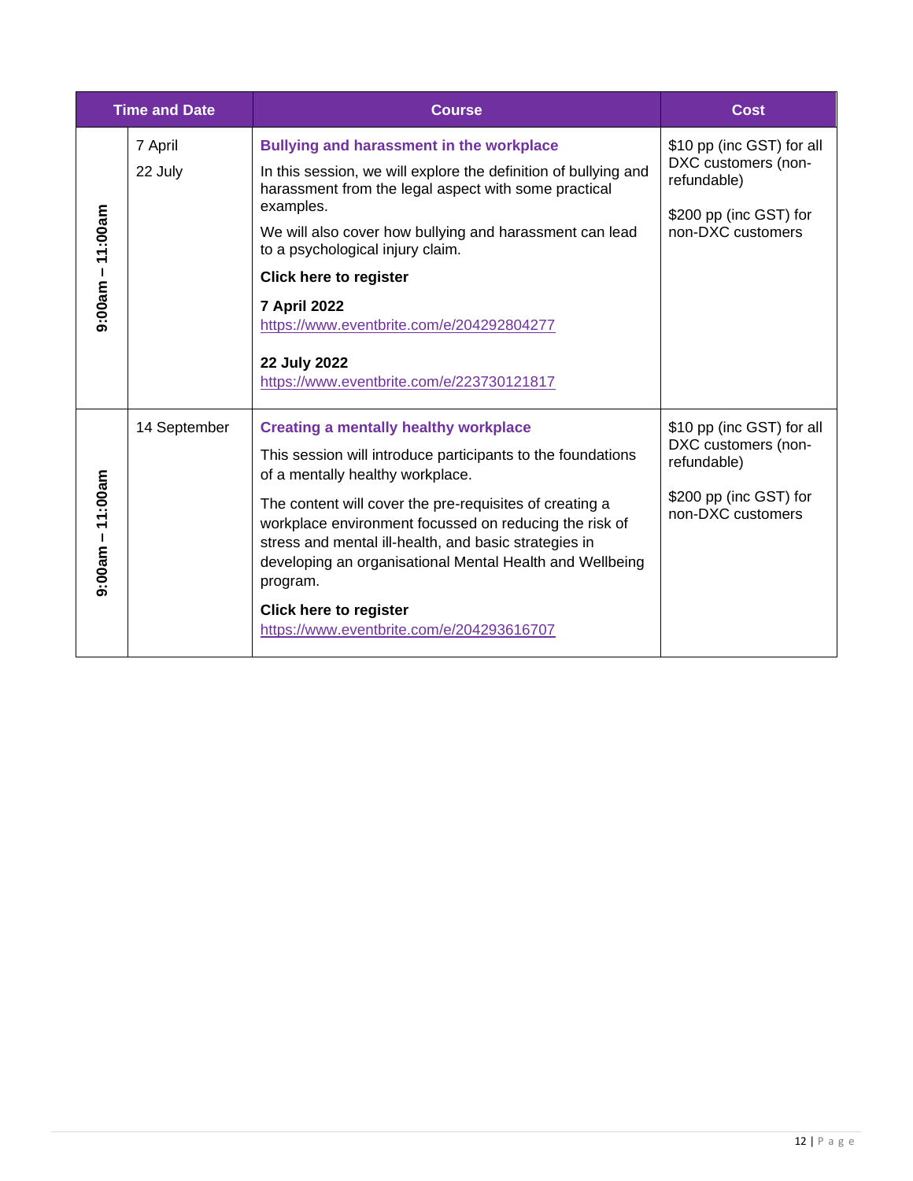| Time and Date | | Course | Cost |
|---|---|---|---|
| 9:00am – 11:00am | 7 April<br>22 July | **Bullying and harassment in the workplace**<br>In this session, we will explore the definition of bullying and harassment from the legal aspect with some practical examples.<br>We will also cover how bullying and harassment can lead to a psychological injury claim.<br>**Click here to register**<br>**7 April 2022**<br>https://www.eventbrite.com/e/204292804277<br>**22 July 2022**<br>https://www.eventbrite.com/e/223730121817 | $10 pp (inc GST) for all DXC customers (non-refundable)<br>$200 pp (inc GST) for non-DXC customers |
| 9:00am – 11:00am | 14 September | **Creating a mentally healthy workplace**<br>This session will introduce participants to the foundations of a mentally healthy workplace.<br>The content will cover the pre-requisites of creating a workplace environment focussed on reducing the risk of stress and mental ill-health, and basic strategies in developing an organisational Mental Health and Wellbeing program.<br>**Click here to register**<br>https://www.eventbrite.com/e/204293616707 | $10 pp (inc GST) for all DXC customers (non-refundable)<br>$200 pp (inc GST) for non-DXC customers |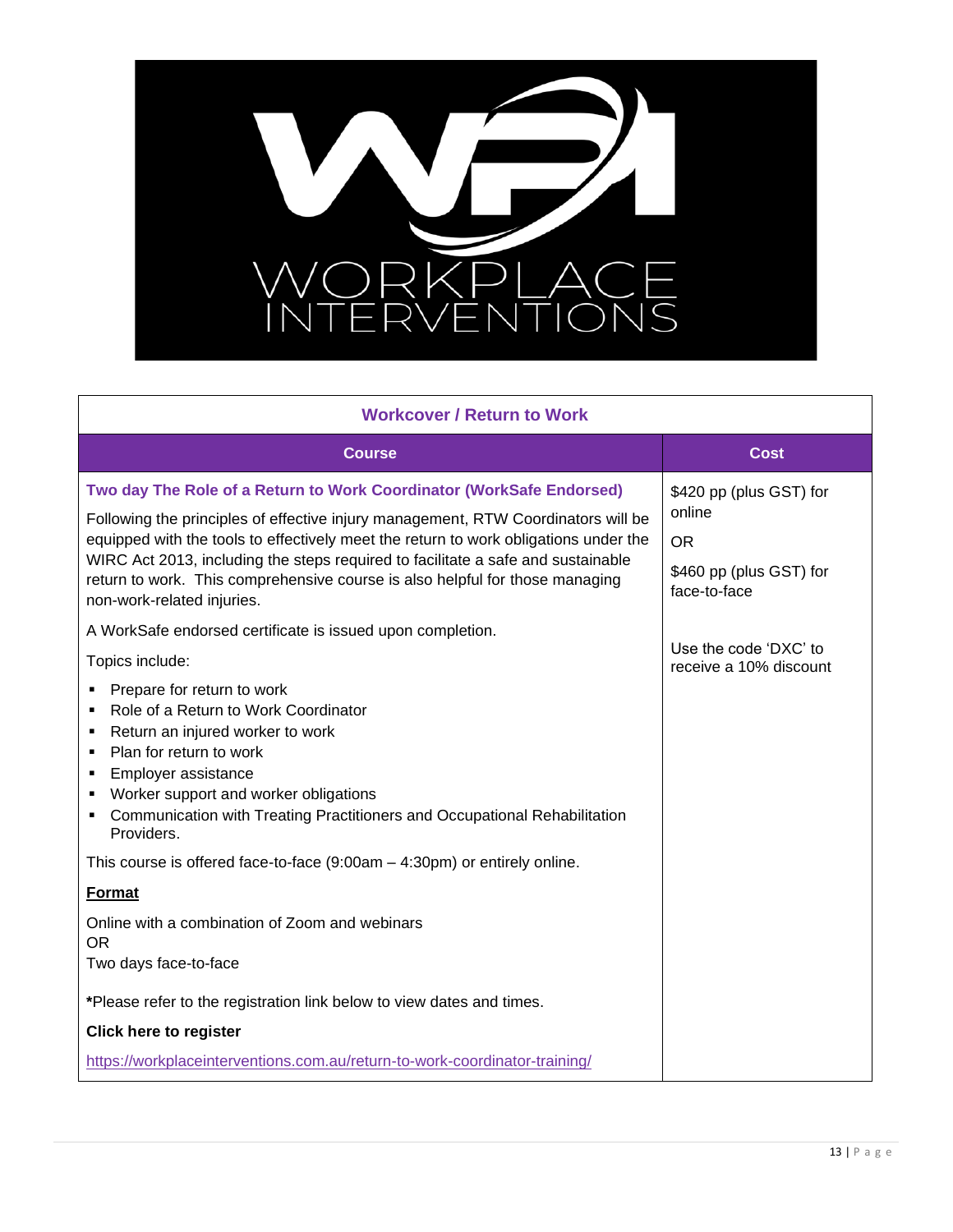# Workcover / Return to Work

| Course | Cost |
| --- | --- |
| **Two day The Role of a Return to Work Coordinator (WorkSafe Endorsed)**<br><br>Following the principles of effective injury management, RTW Coordinators will be equipped with the tools to effectively meet the return to work obligations under the WIRC Act 2013, including the steps required to facilitate a safe and sustainable return to work. This comprehensive course is also helpful for those managing non-work-related injuries.<br><br>A WorkSafe endorsed certificate is issued upon completion.<br><br>Topics include:<br><br>▪ Prepare for return to work<br>▪ Role of a Return to Work Coordinator<br>▪ Return an injured worker to work<br>▪ Plan for return to work<br>▪ Employer assistance<br>▪ Worker support and worker obligations<br>▪ Communication with Treating Practitioners and Occupational Rehabilitation Providers.<br><br>This course is offered face-to-face (9:00am – 4:30pm) or entirely online.<br><br>**Format**<br><br>Online with a combination of Zoom and webinars<br>OR<br>Two days face-to-face<br><br>***Please refer to the registration link below to view dates and times.**<br><br>**Click here to register**<br><br>https://workplaceinterventions.com.au/return-to-work-coordinator-training/ | $420 pp (plus GST) for online<br><br>OR<br><br>$460 pp (plus GST) for face-to-face<br><br>Use the code 'DXC' to receive a 10% discount |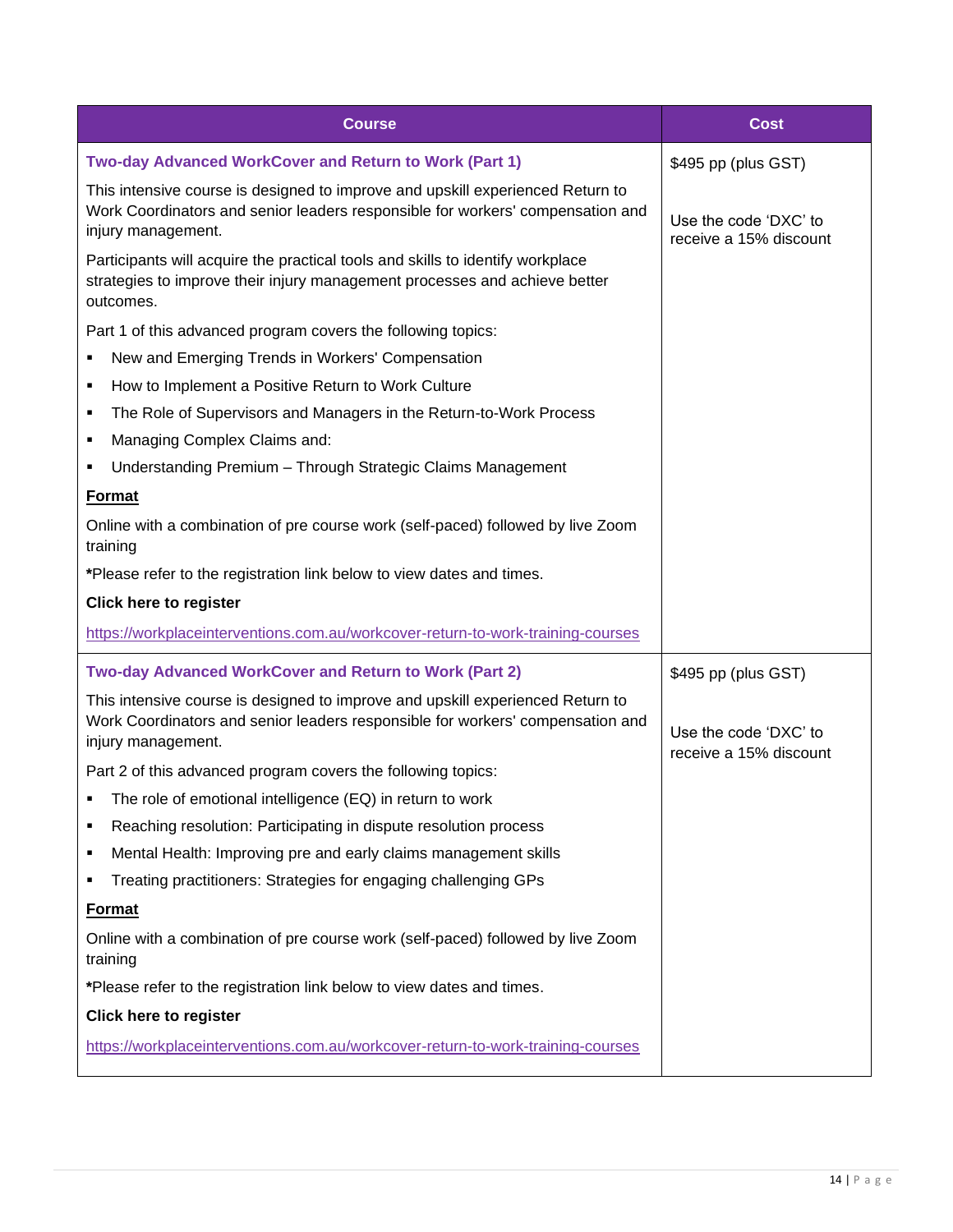| Course | Cost |
|---|---|
| **Two-day Advanced WorkCover and Return to Work (Part 1)**<br><br>This intensive course is designed to improve and upskill experienced Return to Work Coordinators and senior leaders responsible for workers' compensation and injury management.<br><br>Participants will acquire the practical tools and skills to identify workplace strategies to improve their injury management processes and achieve better outcomes.<br><br>Part 1 of this advanced program covers the following topics:<br>▪ New and Emerging Trends in Workers' Compensation<br>▪ How to Implement a Positive Return to Work Culture<br>▪ The Role of Supervisors and Managers in the Return-to-Work Process<br>▪ Managing Complex Claims and:<br>▪ Understanding Premium – Through Strategic Claims Management<br><br>**Format**<br><br>Online with a combination of pre course work (self-paced) followed by live Zoom training<br><br>***Please refer to the registration link below to view dates and times.**<br><br>**Click here to register**<br><br>https://workplaceinterventions.com.au/workcover-return-to-work-training-courses | $495 pp (plus GST)<br><br>Use the code 'DXC' to receive a 15% discount |
| **Two-day Advanced WorkCover and Return to Work (Part 2)**<br><br>This intensive course is designed to improve and upskill experienced Return to Work Coordinators and senior leaders responsible for workers' compensation and injury management.<br><br>Part 2 of this advanced program covers the following topics:<br>▪ The role of emotional intelligence (EQ) in return to work<br>▪ Reaching resolution: Participating in dispute resolution process<br>▪ Mental Health: Improving pre and early claims management skills<br>▪ Treating practitioners: Strategies for engaging challenging GPs<br><br>**Format**<br><br>Online with a combination of pre course work (self-paced) followed by live Zoom training<br><br>***Please refer to the registration link below to view dates and times.**<br><br>**Click here to register**<br><br>https://workplaceinterventions.com.au/workcover-return-to-work-training-courses | $495 pp (plus GST)<br><br>Use the code 'DXC' to receive a 15% discount |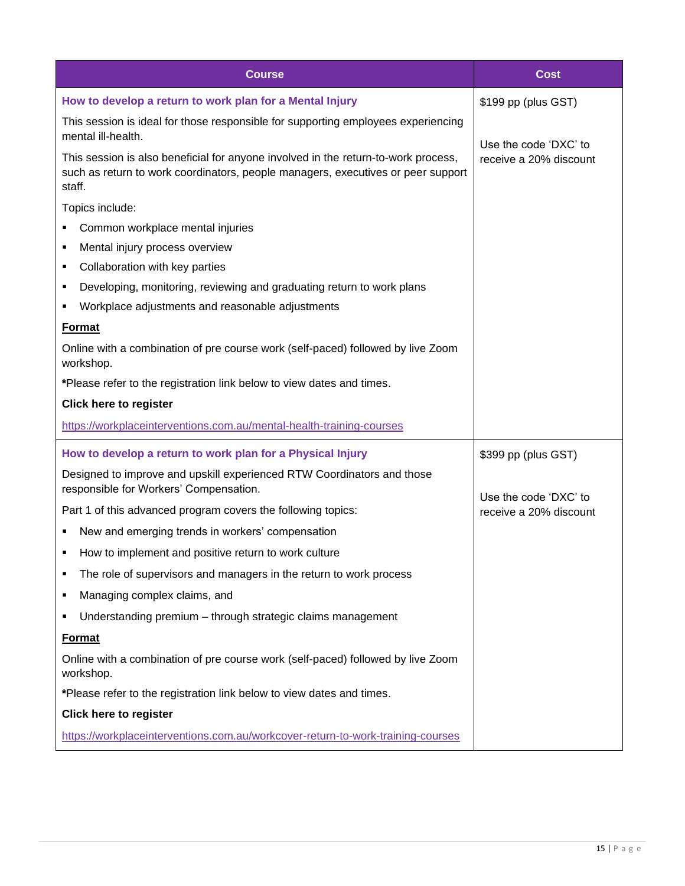| Course | Cost |
| --- | --- |
| **How to develop a return to work plan for a Mental Injury**<br><br>This session is ideal for those responsible for supporting employees experiencing mental ill-health.<br><br>This session is also beneficial for anyone involved in the return-to-work process, such as return to work coordinators, people managers, executives or peer support staff.<br><br>Topics include:<br>▪ Common workplace mental injuries<br>▪ Mental injury process overview<br>▪ Collaboration with key parties<br>▪ Developing, monitoring, reviewing and graduating return to work plans<br>▪ Workplace adjustments and reasonable adjustments<br><br>**<u>Format</u>**<br><br>Online with a combination of pre course work (self-paced) followed by live Zoom workshop.<br><br>**\***Please refer to the registration link below to view dates and times.<br><br>**Click here to register**<br><br>https://workplaceinterventions.com.au/mental-health-training-courses | $199 pp (plus GST)<br><br>Use the code 'DXC' to receive a 20% discount |
| **How to develop a return to work plan for a Physical Injury**<br><br>Designed to improve and upskill experienced RTW Coordinators and those responsible for Workers' Compensation.<br><br>Part 1 of this advanced program covers the following topics:<br>▪ New and emerging trends in workers' compensation<br>▪ How to implement and positive return to work culture<br>▪ The role of supervisors and managers in the return to work process<br>▪ Managing complex claims, and<br>▪ Understanding premium – through strategic claims management<br><br>**<u>Format</u>**<br><br>Online with a combination of pre course work (self-paced) followed by live Zoom workshop.<br><br>**\***Please refer to the registration link below to view dates and times.<br><br>**Click here to register**<br><br>https://workplaceinterventions.com.au/workcover-return-to-work-training-courses | $399 pp (plus GST)<br><br>Use the code 'DXC' to receive a 20% discount |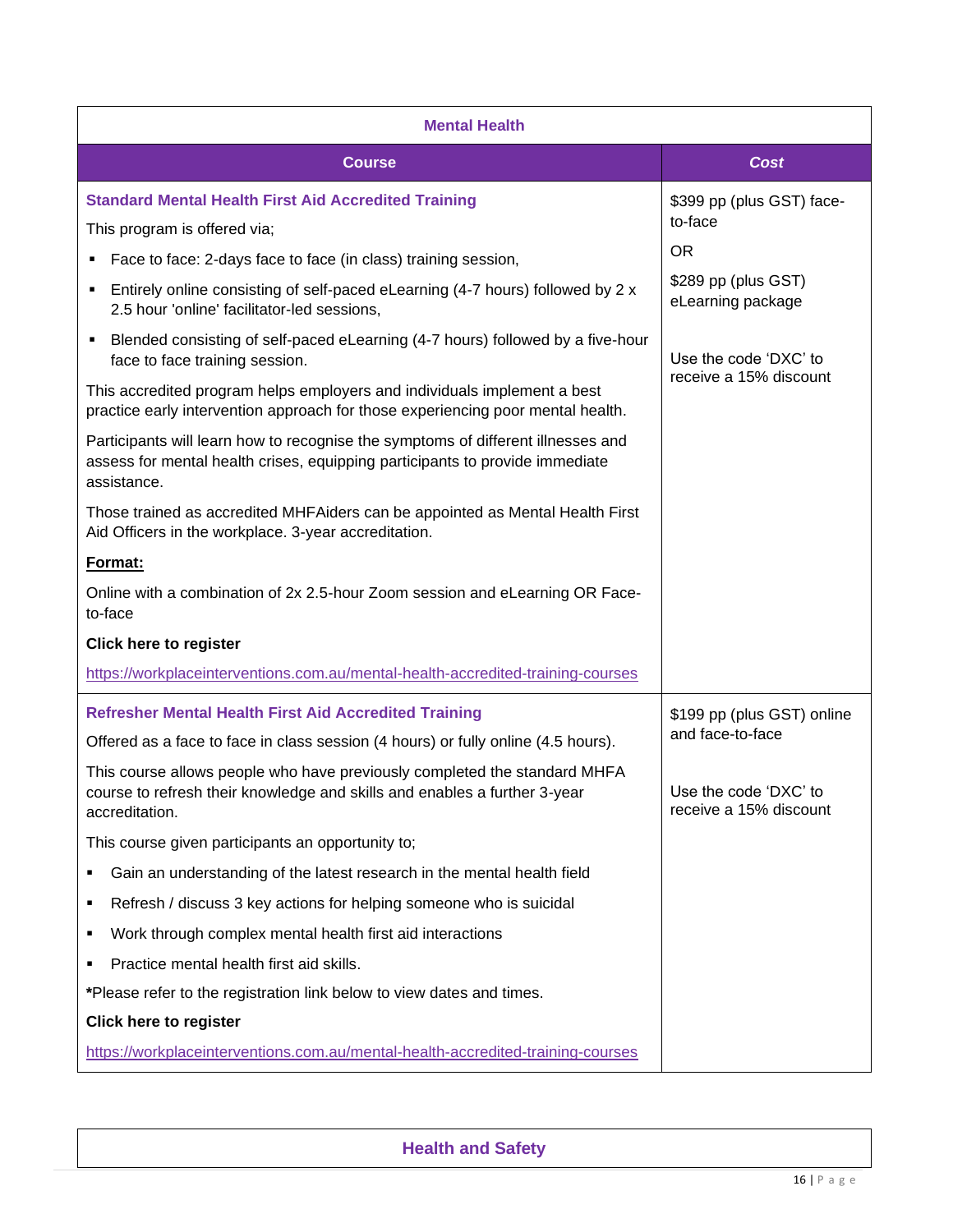## Mental Health

| Course | *Cost* |
|---|---|
| **Standard Mental Health First Aid Accredited Training**<br><br>This program is offered via;<br>▪ Face to face: 2-days face to face (in class) training session,<br>▪ Entirely online consisting of self-paced eLearning (4-7 hours) followed by 2 x 2.5 hour 'online' facilitator-led sessions,<br>▪ Blended consisting of self-paced eLearning (4-7 hours) followed by a five-hour face to face training session.<br><br>This accredited program helps employers and individuals implement a best practice early intervention approach for those experiencing poor mental health.<br><br>Participants will learn how to recognise the symptoms of different illnesses and assess for mental health crises, equipping participants to provide immediate assistance.<br><br>Those trained as accredited MHFAiders can be appointed as Mental Health First Aid Officers in the workplace. 3-year accreditation.<br><br>**Format:**<br><br>Online with a combination of 2x 2.5-hour Zoom session and eLearning OR Face-to-face<br><br>**Click here to register**<br><br>https://workplaceinterventions.com.au/mental-health-accredited-training-courses | $399 pp (plus GST) face-to-face<br><br>OR<br><br>$289 pp (plus GST) eLearning package<br><br>Use the code 'DXC' to receive a 15% discount |
| **Refresher Mental Health First Aid Accredited Training**<br><br>Offered as a face to face in class session (4 hours) or fully online (4.5 hours).<br><br>This course allows people who have previously completed the standard MHFA course to refresh their knowledge and skills and enables a further 3-year accreditation.<br><br>This course given participants an opportunity to;<br>▪ Gain an understanding of the latest research in the mental health field<br>▪ Refresh / discuss 3 key actions for helping someone who is suicidal<br>▪ Work through complex mental health first aid interactions<br>▪ Practice mental health first aid skills.<br><br>***Please refer to the registration link below to view dates and times.**<br><br>**Click here to register**<br><br>https://workplaceinterventions.com.au/mental-health-accredited-training-courses | $199 pp (plus GST) online and face-to-face<br><br>Use the code 'DXC' to receive a 15% discount |

## Health and Safety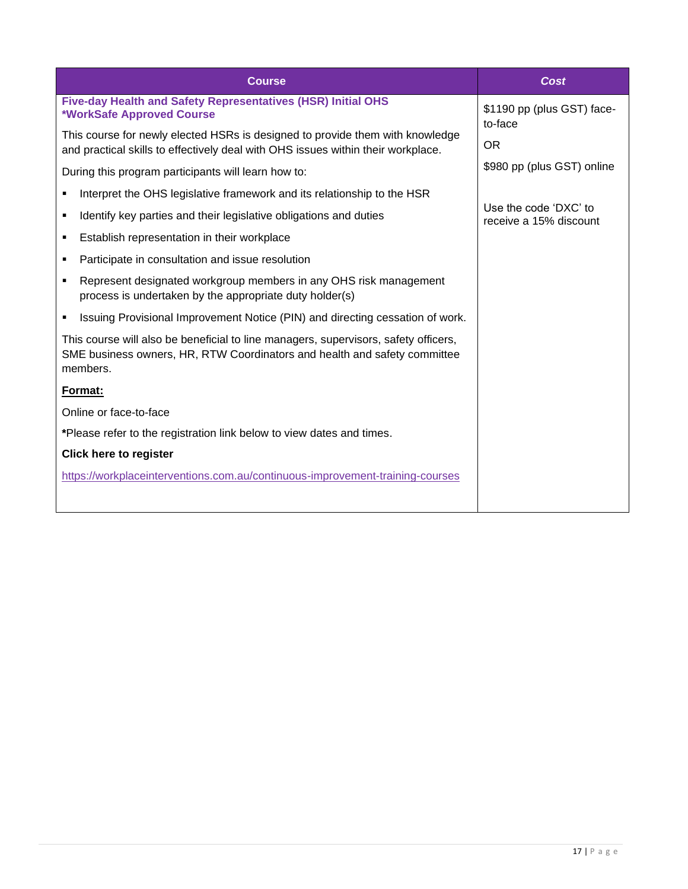| Course | *Cost* |
|---|---|
| **Five-day Health and Safety Representatives (HSR) Initial OHS *WorkSafe Approved Course**<br><br>This course for newly elected HSRs is designed to provide them with knowledge and practical skills to effectively deal with OHS issues within their workplace.<br><br>During this program participants will learn how to:<br><br>▪ Interpret the OHS legislative framework and its relationship to the HSR<br>▪ Identify key parties and their legislative obligations and duties<br>▪ Establish representation in their workplace<br>▪ Participate in consultation and issue resolution<br>▪ Represent designated workgroup members in any OHS risk management process is undertaken by the appropriate duty holder(s)<br>▪ Issuing Provisional Improvement Notice (PIN) and directing cessation of work.<br><br>This course will also be beneficial to line managers, supervisors, safety officers, SME business owners, HR, RTW Coordinators and health and safety committee members.<br><br>**<u>Format:</u>**<br><br>Online or face-to-face<br><br>***Please refer to the registration link below to view dates and times.<br><br>**Click here to register**<br><br>https://workplaceinterventions.com.au/continuous-improvement-training-courses | $1190 pp (plus GST) face-to-face<br><br>OR<br><br>$980 pp (plus GST) online<br><br>Use the code 'DXC' to receive a 15% discount |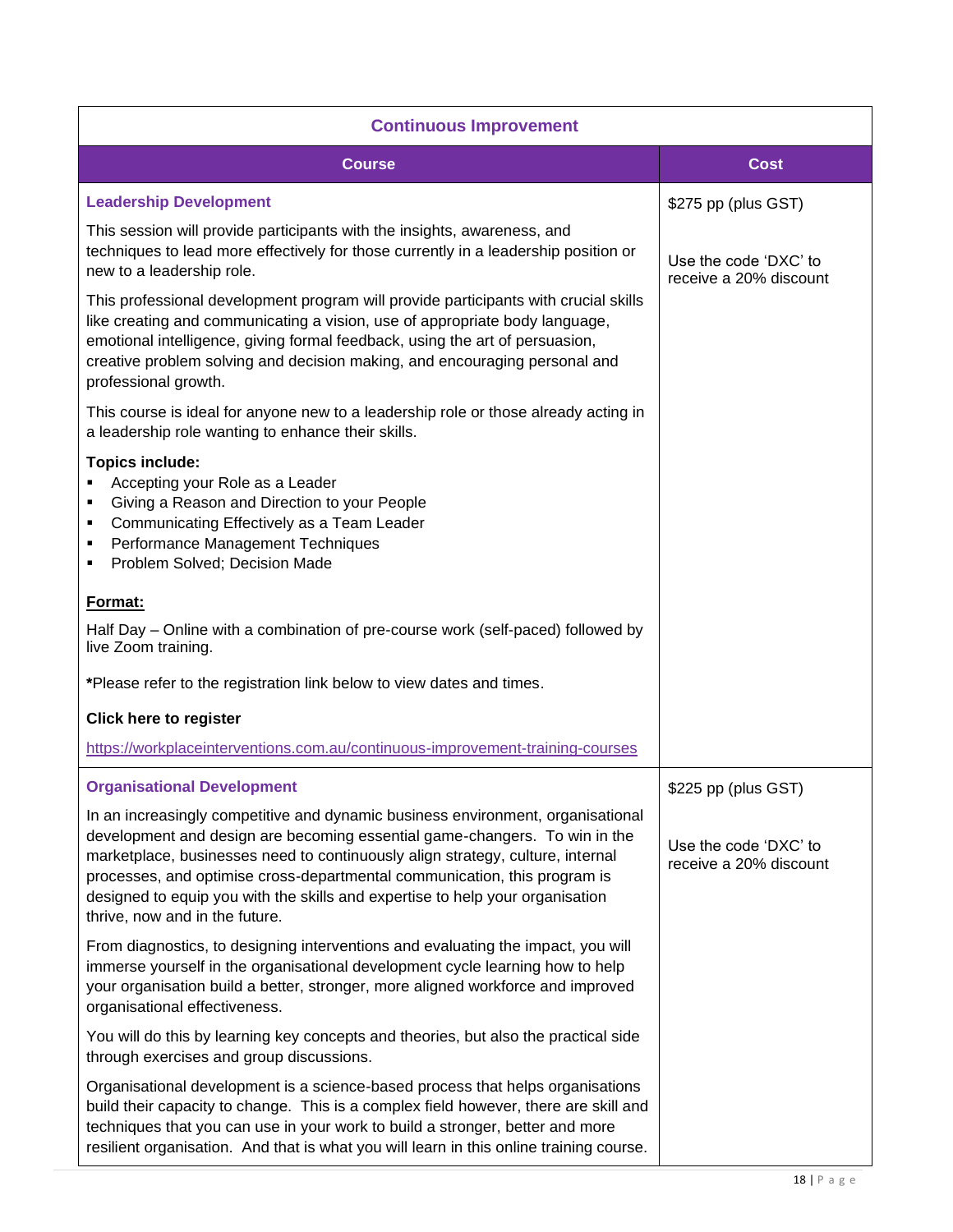| Continuous Improvement | |
|---|---|
| **Course** | **Cost** |
| **Leadership Development**<br><br>This session will provide participants with the insights, awareness, and techniques to lead more effectively for those currently in a leadership position or new to a leadership role.<br><br>This professional development program will provide participants with crucial skills like creating and communicating a vision, use of appropriate body language, emotional intelligence, giving formal feedback, using the art of persuasion, creative problem solving and decision making, and encouraging personal and professional growth.<br><br>This course is ideal for anyone new to a leadership role or those already acting in a leadership role wanting to enhance their skills.<br><br>**Topics include:**<br>▪ Accepting your Role as a Leader<br>▪ Giving a Reason and Direction to your People<br>▪ Communicating Effectively as a Team Leader<br>▪ Performance Management Techniques<br>▪ Problem Solved; Decision Made<br><br>**Format:**<br><br>Half Day – Online with a combination of pre-course work (self-paced) followed by live Zoom training.<br><br>***Please refer to the registration link below to view dates and times.**<br><br>**Click here to register**<br><br>https://workplaceinterventions.com.au/continuous-improvement-training-courses | $275 pp (plus GST)<br><br>Use the code 'DXC' to receive a 20% discount |
| **Organisational Development**<br><br>In an increasingly competitive and dynamic business environment, organisational development and design are becoming essential game-changers. To win in the marketplace, businesses need to continuously align strategy, culture, internal processes, and optimise cross-departmental communication, this program is designed to equip you with the skills and expertise to help your organisation thrive, now and in the future.<br><br>From diagnostics, to designing interventions and evaluating the impact, you will immerse yourself in the organisational development cycle learning how to help your organisation build a better, stronger, more aligned workforce and improved organisational effectiveness.<br><br>You will do this by learning key concepts and theories, but also the practical side through exercises and group discussions.<br><br>Organisational development is a science-based process that helps organisations build their capacity to change. This is a complex field however, there are skill and techniques that you can use in your work to build a stronger, better and more resilient organisation. And that is what you will learn in this online training course. | $225 pp (plus GST)<br><br>Use the code 'DXC' to receive a 20% discount |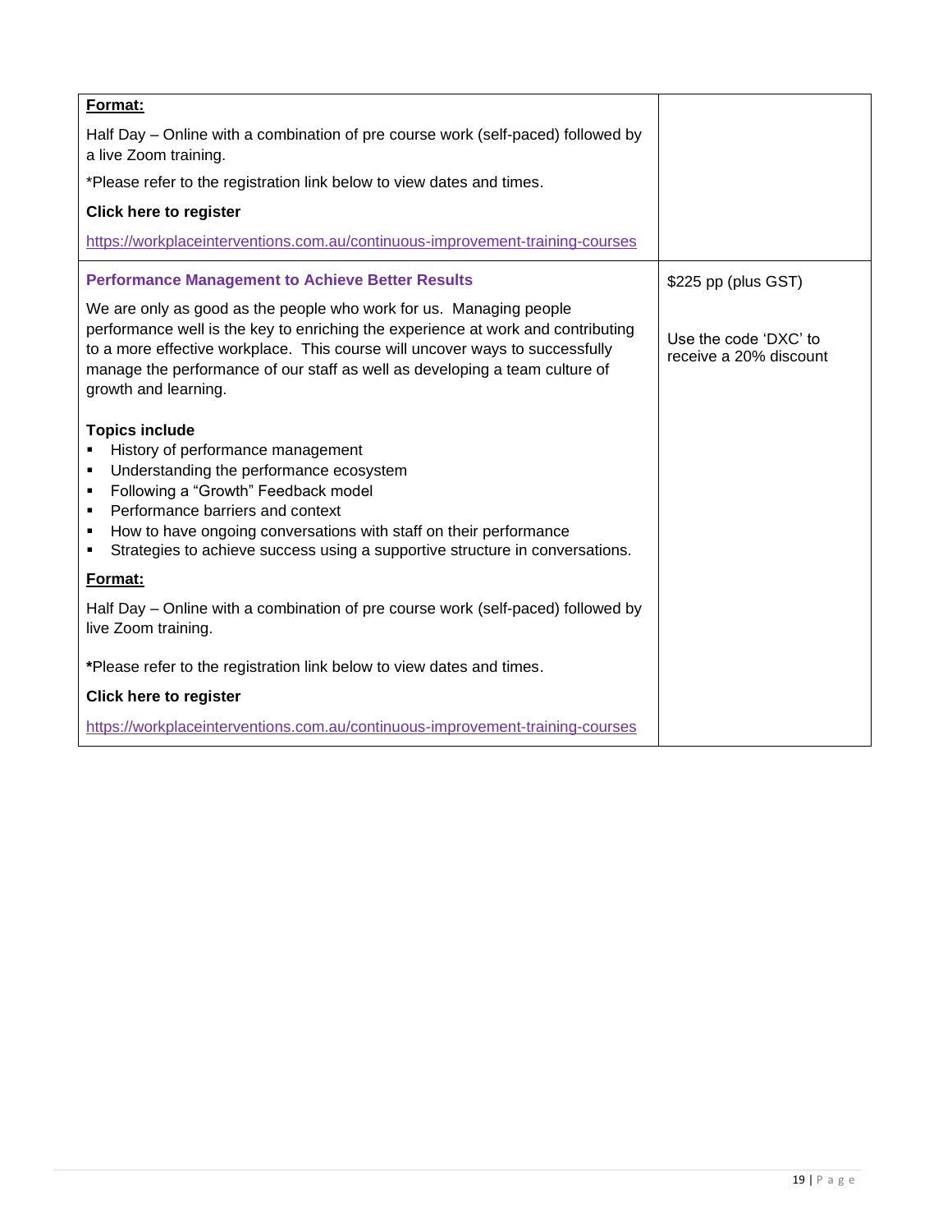| | |
|---|---|
| **Format:**<br><br>Half Day – Online with a combination of pre course work (self-paced) followed by a live Zoom training.<br><br>*Please refer to the registration link below to view dates and times.<br><br>**Click here to register**<br><br>https://workplaceinterventions.com.au/continuous-improvement-training-courses | |
| **Performance Management to Achieve Better Results**<br><br>We are only as good as the people who work for us. Managing people performance well is the key to enriching the experience at work and contributing to a more effective workplace. This course will uncover ways to successfully manage the performance of our staff as well as developing a team culture of growth and learning.<br><br>**Topics include**<br>▪ History of performance management<br>▪ Understanding the performance ecosystem<br>▪ Following a "Growth" Feedback model<br>▪ Performance barriers and context<br>▪ How to have ongoing conversations with staff on their performance<br>▪ Strategies to achieve success using a supportive structure in conversations.<br><br>**Format:**<br><br>Half Day – Online with a combination of pre course work (self-paced) followed by live Zoom training.<br><br>***Please refer to the registration link below to view dates and times.<br><br>**Click here to register**<br><br>https://workplaceinterventions.com.au/continuous-improvement-training-courses | $225 pp (plus GST)<br><br>Use the code 'DXC' to receive a 20% discount |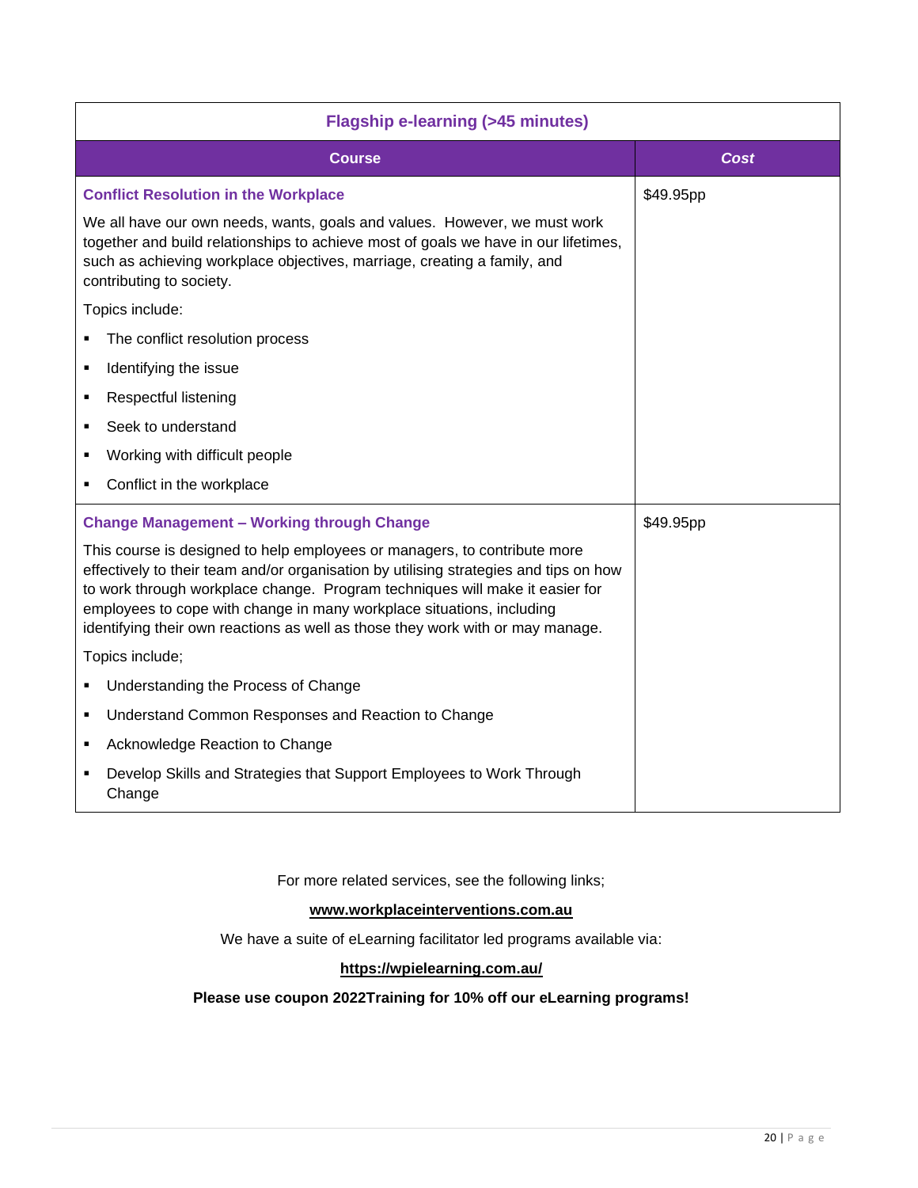| Flagship e-learning (>45 minutes) | |
|---|---|
| **Course** | ***Cost*** |
| **Conflict Resolution in the Workplace**<br><br>We all have our own needs, wants, goals and values. However, we must work together and build relationships to achieve most of goals we have in our lifetimes, such as achieving workplace objectives, marriage, creating a family, and contributing to society.<br><br>Topics include:<br><br>▪ The conflict resolution process<br>▪ Identifying the issue<br>▪ Respectful listening<br>▪ Seek to understand<br>▪ Working with difficult people<br>▪ Conflict in the workplace | $49.95pp |
| **Change Management – Working through Change**<br><br>This course is designed to help employees or managers, to contribute more effectively to their team and/or organisation by utilising strategies and tips on how to work through workplace change. Program techniques will make it easier for employees to cope with change in many workplace situations, including identifying their own reactions as well as those they work with or may manage.<br><br>Topics include;<br><br>▪ Understanding the Process of Change<br>▪ Understand Common Responses and Reaction to Change<br>▪ Acknowledge Reaction to Change<br>▪ Develop Skills and Strategies that Support Employees to Work Through Change | $49.95pp |

For more related services, see the following links;

**www.workplaceinterventions.com.au**

We have a suite of eLearning facilitator led programs available via:

**https://wpielearning.com.au/**

**Please use coupon 2022Training for 10% off our eLearning programs!**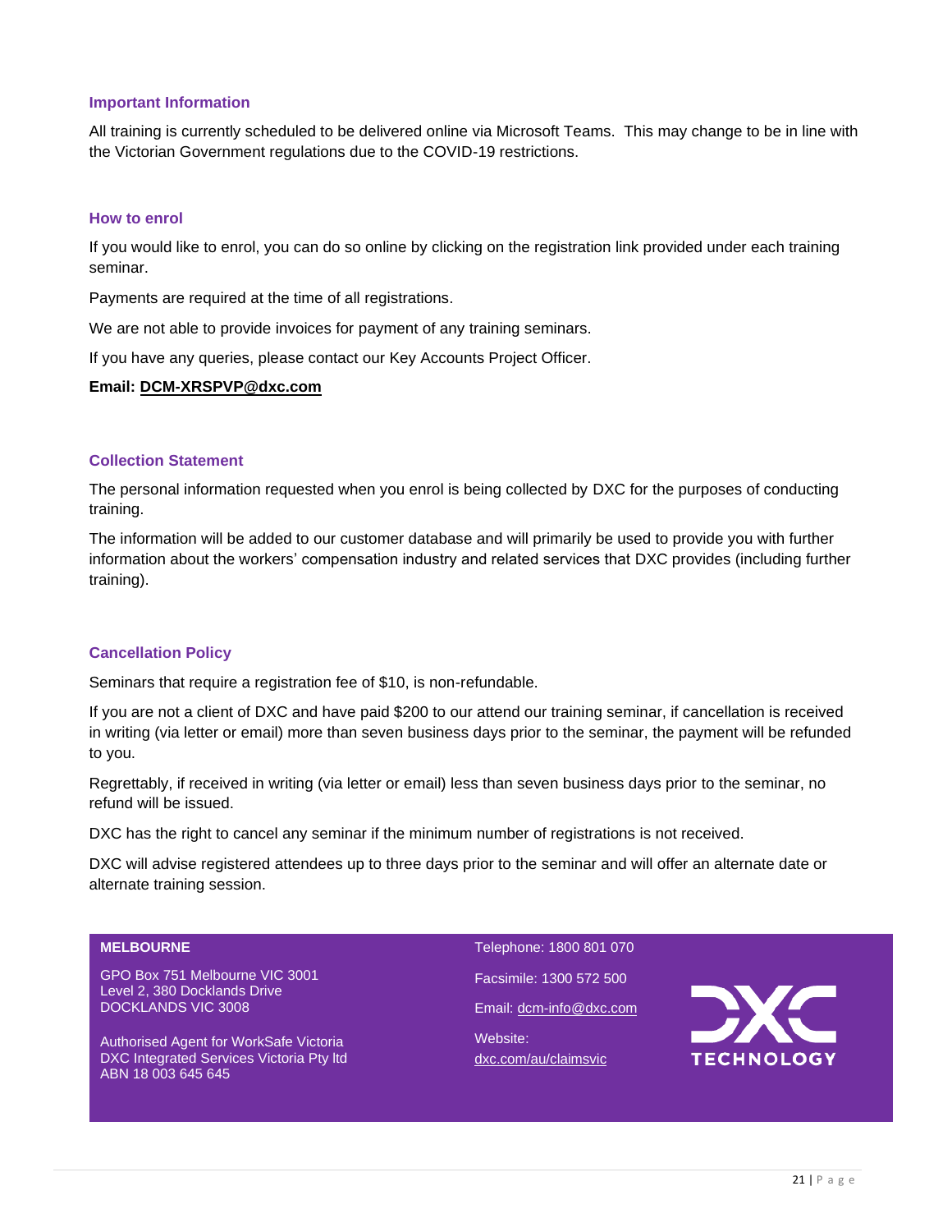### Important Information

All training is currently scheduled to be delivered online via Microsoft Teams. This may change to be in line with the Victorian Government regulations due to the COVID-19 restrictions.

### How to enrol

If you would like to enrol, you can do so online by clicking on the registration link provided under each training seminar.

Payments are required at the time of all registrations.

We are not able to provide invoices for payment of any training seminars.

If you have any queries, please contact our Key Accounts Project Officer.

**Email: DCM-XRSPVP@dxc.com**

### Collection Statement

The personal information requested when you enrol is being collected by DXC for the purposes of conducting training.

The information will be added to our customer database and will primarily be used to provide you with further information about the workers' compensation industry and related services that DXC provides (including further training).

### Cancellation Policy

Seminars that require a registration fee of $10, is non-refundable.

If you are not a client of DXC and have paid $200 to our attend our training seminar, if cancellation is received in writing (via letter or email) more than seven business days prior to the seminar, the payment will be refunded to you.

Regrettably, if received in writing (via letter or email) less than seven business days prior to the seminar, no refund will be issued.

DXC has the right to cancel any seminar if the minimum number of registrations is not received.

DXC will advise registered attendees up to three days prior to the seminar and will offer an alternate date or alternate training session.

**MELBOURNE**

GPO Box 751 Melbourne VIC 3001
Level 2, 380 Docklands Drive
DOCKLANDS VIC 3008

Authorised Agent for WorkSafe Victoria
DXC Integrated Services Victoria Pty ltd
ABN 18 003 645 645

Telephone: 1800 801 070

Facsimile: 1300 572 500

Email: dcm-info@dxc.com

Website:
dxc.com/au/claimsvic

DXC TECHNOLOGY